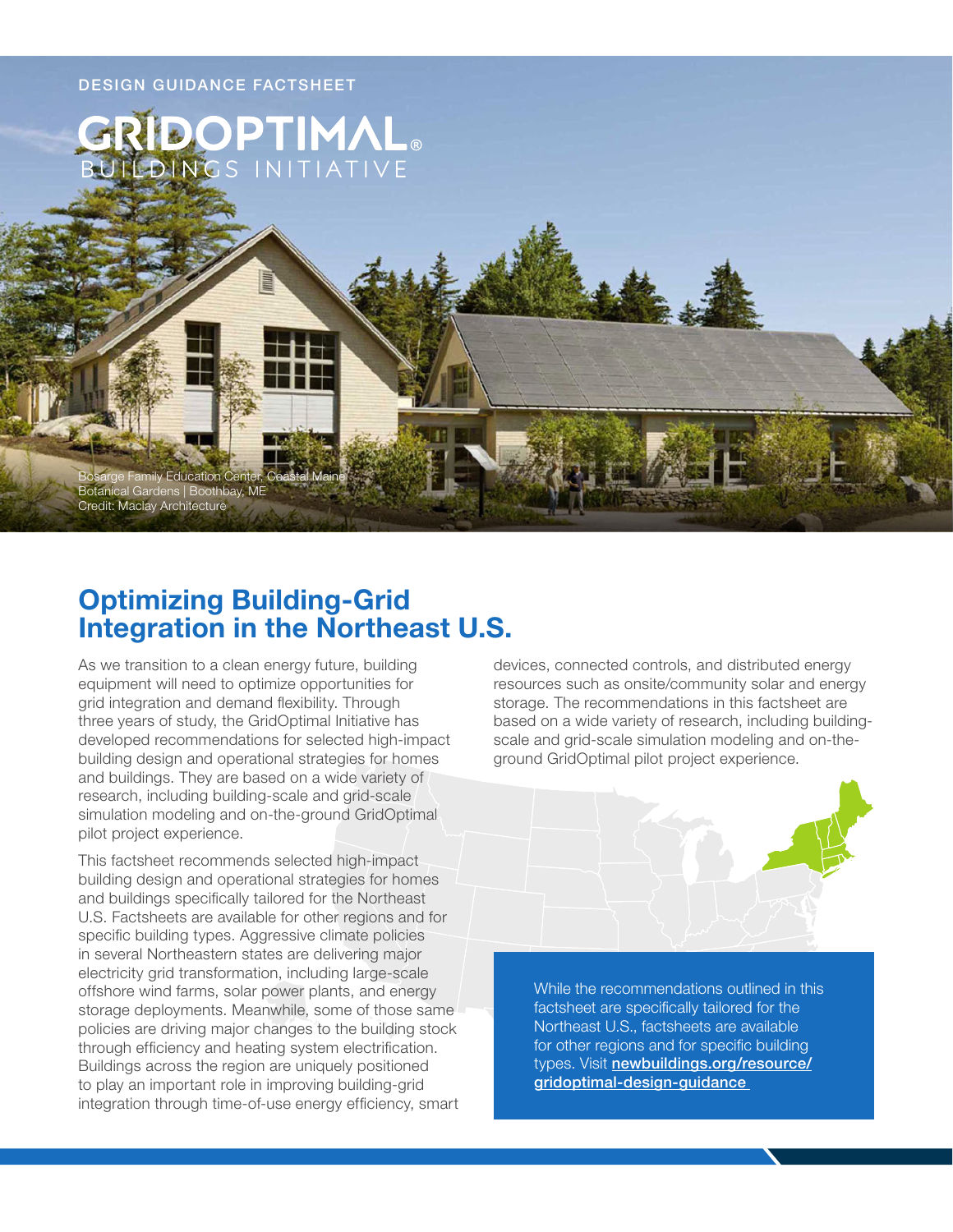DESIGN GUIDANCE FACTSHEET

GRIDOPTIMAL® BUILDINGS INITIATIVE

Bosarge Family Education Center, Coastal Maine Botanical Gardens | Boothbay, ME
Credit: Maclay Architecture

# Optimizing Building-Grid Integration in the Northeast U.S.

As we transition to a clean energy future, building equipment will need to optimize opportunities for grid integration and demand flexibility. Through three years of study, the GridOptimal Initiative has developed recommendations for selected high-impact building design and operational strategies for homes and buildings. They are based on a wide variety of research, including building-scale and grid-scale simulation modeling and on-the-ground GridOptimal pilot project experience.

This factsheet recommends selected high-impact building design and operational strategies for homes and buildings specifically tailored for the Northeast U.S. Factsheets are available for other regions and for specific building types. Aggressive climate policies in several Northeastern states are delivering major electricity grid transformation, including large-scale offshore wind farms, solar power plants, and energy storage deployments. Meanwhile, some of those same policies are driving major changes to the building stock through efficiency and heating system electrification. Buildings across the region are uniquely positioned to play an important role in improving building-grid integration through time-of-use energy efficiency, smart devices, connected controls, and distributed energy resources such as onsite/community solar and energy storage. The recommendations in this factsheet are based on a wide variety of research, including building-scale and grid-scale simulation modeling and on-the-ground GridOptimal pilot project experience.

While the recommendations outlined in this factsheet are specifically tailored for the Northeast U.S., factsheets are available for other regions and for specific building types. Visit **newbuildings.org/resource/gridoptimal-design-guidance**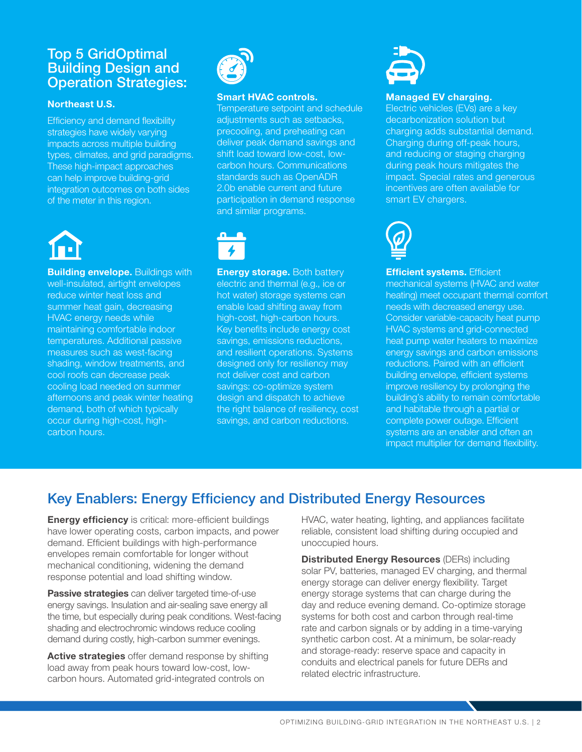## Top 5 GridOptimal Building Design and Operation Strategies:

### Northeast U.S.

Efficiency and demand flexibility strategies have widely varying impacts across multiple building types, climates, and grid paradigms. These high-impact approaches can help improve building-grid integration outcomes on both sides of the meter in this region.

**Smart HVAC controls.** Temperature setpoint and schedule adjustments such as setbacks, precooling, and preheating can deliver peak demand savings and shift load toward low-cost, low-carbon hours. Communications standards such as OpenADR 2.0b enable current and future participation in demand response and similar programs.

**Managed EV charging.** Electric vehicles (EVs) are a key decarbonization solution but charging adds substantial demand. Charging during off-peak hours, and reducing or staging charging during peak hours mitigates the impact. Special rates and generous incentives are often available for smart EV chargers.

**Building envelope.** Buildings with well-insulated, airtight envelopes reduce winter heat loss and summer heat gain, decreasing HVAC energy needs while maintaining comfortable indoor temperatures. Additional passive measures such as west-facing shading, window treatments, and cool roofs can decrease peak cooling load needed on summer afternoons and peak winter heating demand, both of which typically occur during high-cost, high-carbon hours.

**Energy storage.** Both battery electric and thermal (e.g., ice or hot water) storage systems can enable load shifting away from high-cost, high-carbon hours. Key benefits include energy cost savings, emissions reductions, and resilient operations. Systems designed only for resiliency may not deliver cost and carbon savings: co-optimize system design and dispatch to achieve the right balance of resiliency, cost savings, and carbon reductions.

**Efficient systems.** Efficient mechanical systems (HVAC and water heating) meet occupant thermal comfort needs with decreased energy use. Consider variable-capacity heat pump HVAC systems and grid-connected heat pump water heaters to maximize energy savings and carbon emissions reductions. Paired with an efficient building envelope, efficient systems improve resiliency by prolonging the building's ability to remain comfortable and habitable through a partial or complete power outage. Efficient systems are an enabler and often an impact multiplier for demand flexibility.

## Key Enablers: Energy Efficiency and Distributed Energy Resources

**Energy efficiency** is critical: more-efficient buildings have lower operating costs, carbon impacts, and power demand. Efficient buildings with high-performance envelopes remain comfortable for longer without mechanical conditioning, widening the demand response potential and load shifting window.

**Passive strategies** can deliver targeted time-of-use energy savings. Insulation and air-sealing save energy all the time, but especially during peak conditions. West-facing shading and electrochromic windows reduce cooling demand during costly, high-carbon summer evenings.

**Active strategies** offer demand response by shifting load away from peak hours toward low-cost, low-carbon hours. Automated grid-integrated controls on HVAC, water heating, lighting, and appliances facilitate reliable, consistent load shifting during occupied and unoccupied hours.

**Distributed Energy Resources** (DERs) including solar PV, batteries, managed EV charging, and thermal energy storage can deliver energy flexibility. Target energy storage systems that can charge during the day and reduce evening demand. Co-optimize storage systems for both cost and carbon through real-time rate and carbon signals or by adding in a time-varying synthetic carbon cost. At a minimum, be solar-ready and storage-ready: reserve space and capacity in conduits and electrical panels for future DERs and related electric infrastructure.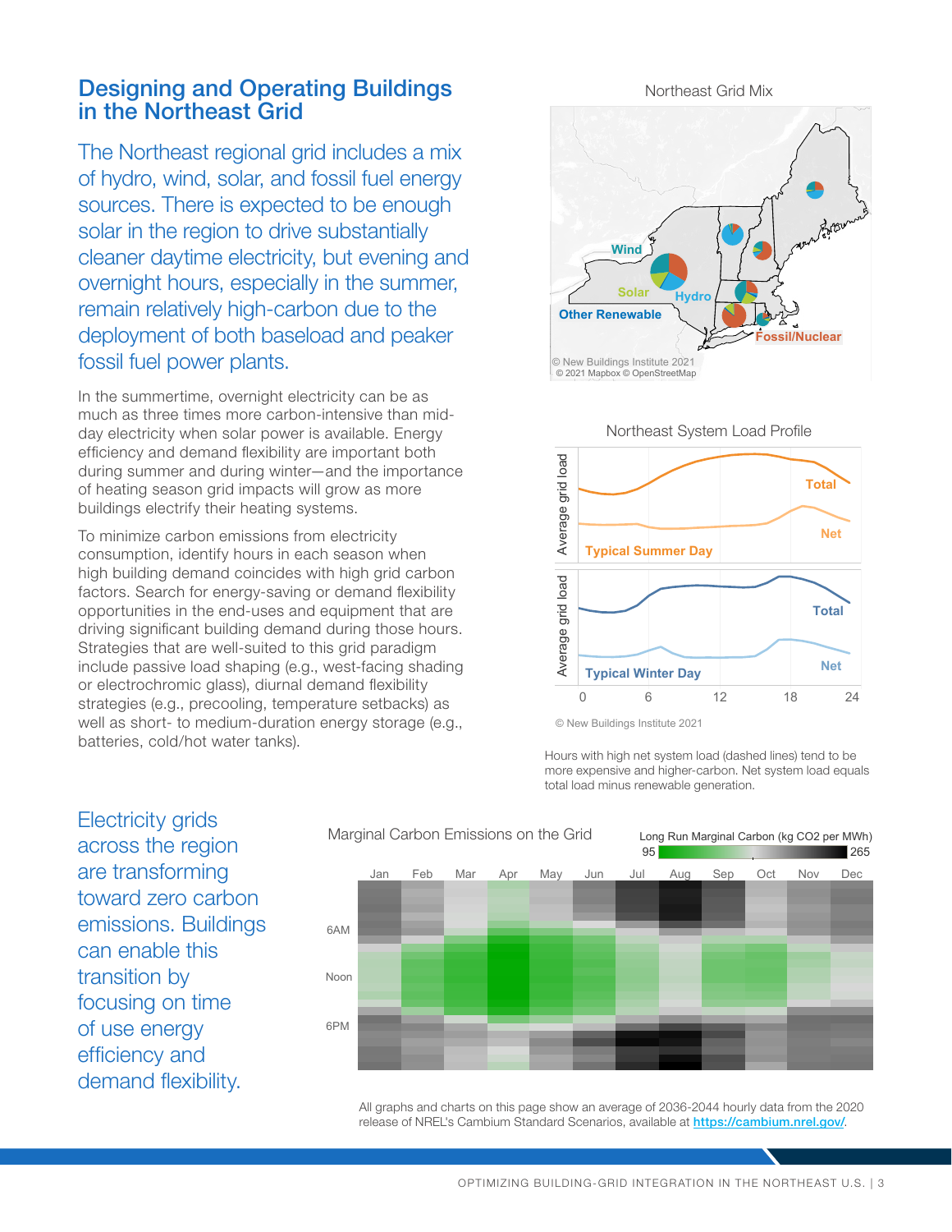# Designing and Operating Buildings in the Northeast Grid

The Northeast regional grid includes a mix of hydro, wind, solar, and fossil fuel energy sources. There is expected to be enough solar in the region to drive substantially cleaner daytime electricity, but evening and overnight hours, especially in the summer, remain relatively high-carbon due to the deployment of both baseload and peaker fossil fuel power plants.

In the summertime, overnight electricity can be as much as three times more carbon-intensive than mid-day electricity when solar power is available. Energy efficiency and demand flexibility are important both during summer and during winter—and the importance of heating season grid impacts will grow as more buildings electrify their heating systems.

To minimize carbon emissions from electricity consumption, identify hours in each season when high building demand coincides with high grid carbon factors. Search for energy-saving or demand flexibility opportunities in the end-uses and equipment that are driving significant building demand during those hours. Strategies that are well-suited to this grid paradigm include passive load shaping (e.g., west-facing shading or electrochromic glass), diurnal demand flexibility strategies (e.g., precooling, temperature setbacks) as well as short- to medium-duration energy storage (e.g., batteries, cold/hot water tanks).

Northeast Grid Mix

Wind, Solar, Hydro, Other Renewable, Fossil/Nuclear

© New Buildings Institute 2021
© 2021 Mapbox © OpenStreetMap

Northeast System Load Profile

© New Buildings Institute 2021

Hours with high net system load (dashed lines) tend to be more expensive and higher-carbon. Net system load equals total load minus renewable generation.

Electricity grids across the region are transforming toward zero carbon emissions. Buildings can enable this transition by focusing on time of use energy efficiency and demand flexibility.

Marginal Carbon Emissions on the Grid

Long Run Marginal Carbon (kg CO2 per MWh): 95 – 265

All graphs and charts on this page show an average of 2036-2044 hourly data from the 2020 release of NREL's Cambium Standard Scenarios, available at https://cambium.nrel.gov/.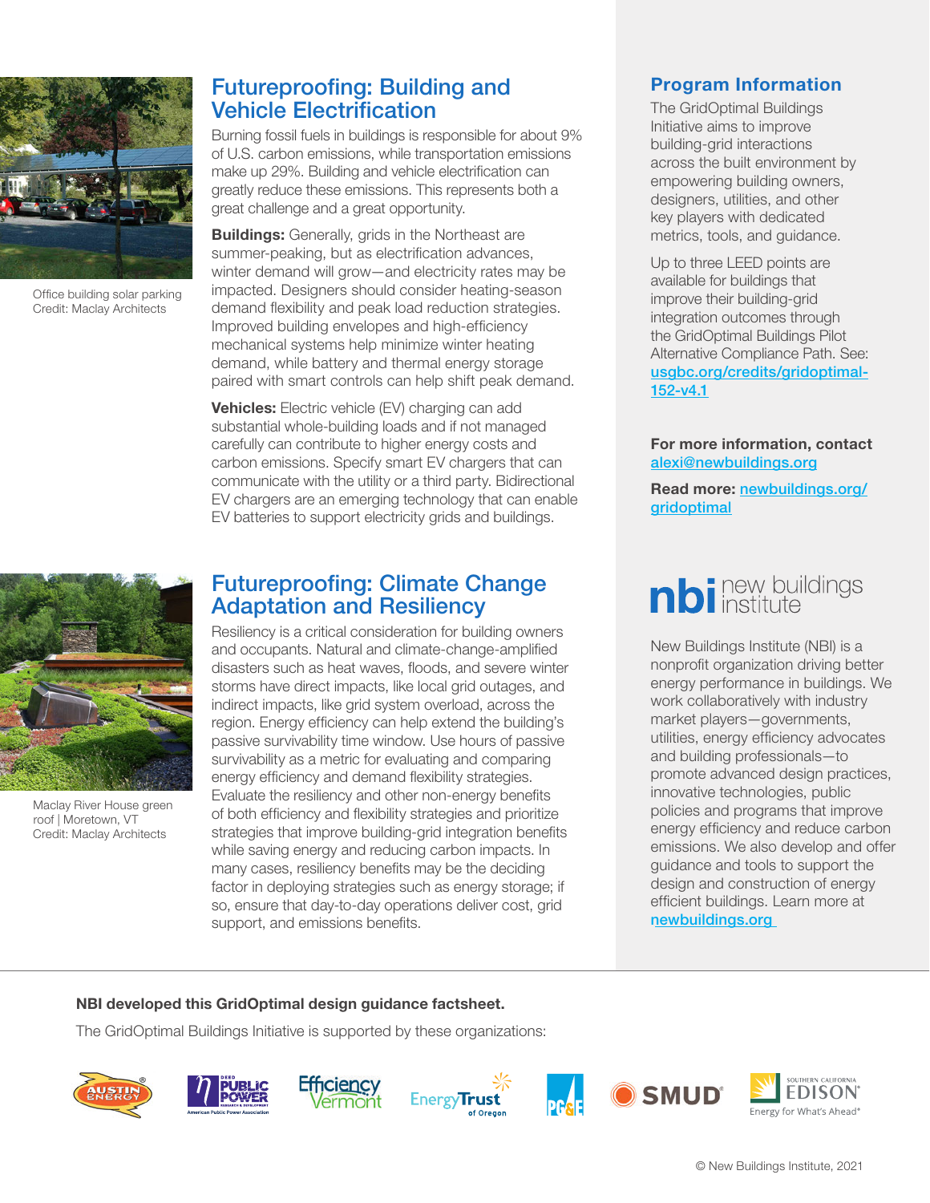Office building solar parking
Credit: Maclay Architects

## Futureproofing: Building and Vehicle Electrification

Burning fossil fuels in buildings is responsible for about 9% of U.S. carbon emissions, while transportation emissions make up 29%. Building and vehicle electrification can greatly reduce these emissions. This represents both a great challenge and a great opportunity.

**Buildings:** Generally, grids in the Northeast are summer-peaking, but as electrification advances, winter demand will grow—and electricity rates may be impacted. Designers should consider heating-season demand flexibility and peak load reduction strategies. Improved building envelopes and high-efficiency mechanical systems help minimize winter heating demand, while battery and thermal energy storage paired with smart controls can help shift peak demand.

**Vehicles:** Electric vehicle (EV) charging can add substantial whole-building loads and if not managed carefully can contribute to higher energy costs and carbon emissions. Specify smart EV chargers that can communicate with the utility or a third party. Bidirectional EV chargers are an emerging technology that can enable EV batteries to support electricity grids and buildings.

Maclay River House green roof | Moretown, VT
Credit: Maclay Architects

## Futureproofing: Climate Change Adaptation and Resiliency

Resiliency is a critical consideration for building owners and occupants. Natural and climate-change-amplified disasters such as heat waves, floods, and severe winter storms have direct impacts, like local grid outages, and indirect impacts, like grid system overload, across the region. Energy efficiency can help extend the building's passive survivability time window. Use hours of passive survivability as a metric for evaluating and comparing energy efficiency and demand flexibility strategies. Evaluate the resiliency and other non-energy benefits of both efficiency and flexibility strategies and prioritize strategies that improve building-grid integration benefits while saving energy and reducing carbon impacts. In many cases, resiliency benefits may be the deciding factor in deploying strategies such as energy storage; if so, ensure that day-to-day operations deliver cost, grid support, and emissions benefits.

## Program Information

The GridOptimal Buildings Initiative aims to improve building-grid interactions across the built environment by empowering building owners, designers, utilities, and other key players with dedicated metrics, tools, and guidance.

Up to three LEED points are available for buildings that improve their building-grid integration outcomes through the GridOptimal Buildings Pilot Alternative Compliance Path. See: usgbc.org/credits/gridoptimal-152-v4.1

**For more information, contact** alexi@newbuildings.org

**Read more:** newbuildings.org/gridoptimal

nbi new buildings institute

New Buildings Institute (NBI) is a nonprofit organization driving better energy performance in buildings. We work collaboratively with industry market players—governments, utilities, energy efficiency advocates and building professionals—to promote advanced design practices, innovative technologies, public policies and programs that improve energy efficiency and reduce carbon emissions. We also develop and offer guidance and tools to support the design and construction of energy efficient buildings. Learn more at newbuildings.org

**NBI developed this GridOptimal design guidance factsheet.**

The GridOptimal Buildings Initiative is supported by these organizations:

Austin Energy · DEED Public Power (American Public Power Association) · Efficiency Vermont · Energy Trust of Oregon · PG&E · SMUD · Southern California Edison (Energy for What's Ahead)

© New Buildings Institute, 2021